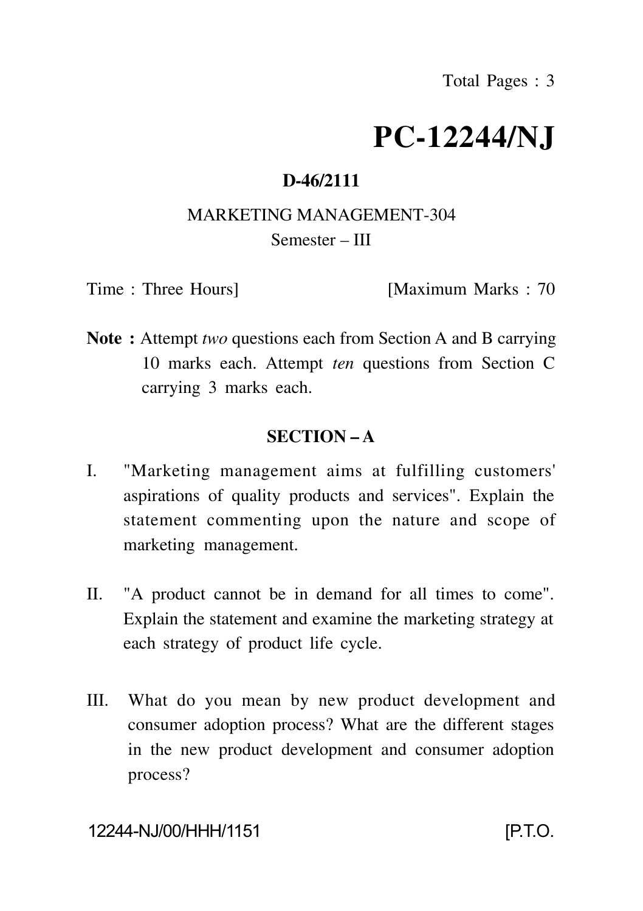# PC-12244/NJ

**D-46/2111**

MARKETING MANAGEMENT-304

Semester – III

Time : Three Hours] [Maximum Marks : 70

**Note :** Attempt *two* questions each from Section A and B carrying 10 marks each. Attempt *ten* questions from Section C carrying 3 marks each.

## SECTION – A

I. "Marketing management aims at fulfilling customers' aspirations of quality products and services". Explain the statement commenting upon the nature and scope of marketing management.

II. "A product cannot be in demand for all times to come". Explain the statement and examine the marketing strategy at each strategy of product life cycle.

III. What do you mean by new product development and consumer adoption process? What are the different stages in the new product development and consumer adoption process?

12244-NJ/00/HHH/1151 [P.T.O.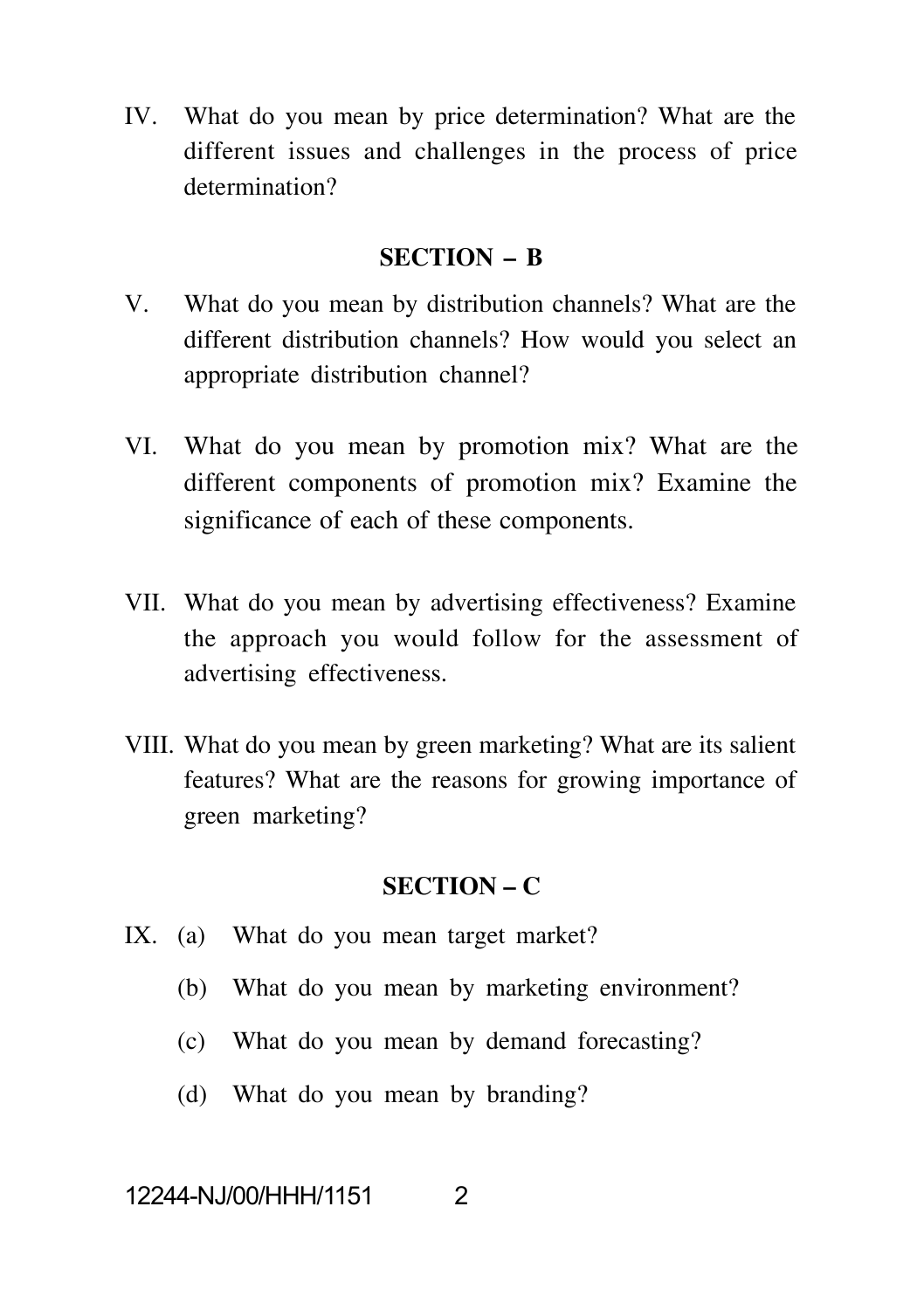IV. What do you mean by price determination? What are the different issues and challenges in the process of price determination?

## SECTION – B

V. What do you mean by distribution channels? What are the different distribution channels? How would you select an appropriate distribution channel?

VI. What do you mean by promotion mix? What are the different components of promotion mix? Examine the significance of each of these components.

VII. What do you mean by advertising effectiveness? Examine the approach you would follow for the assessment of advertising effectiveness.

VIII. What do you mean by green marketing? What are its salient features? What are the reasons for growing importance of green marketing?

## SECTION – C

IX. (a) What do you mean target market?

(b) What do you mean by marketing environment?

(c) What do you mean by demand forecasting?

(d) What do you mean by branding?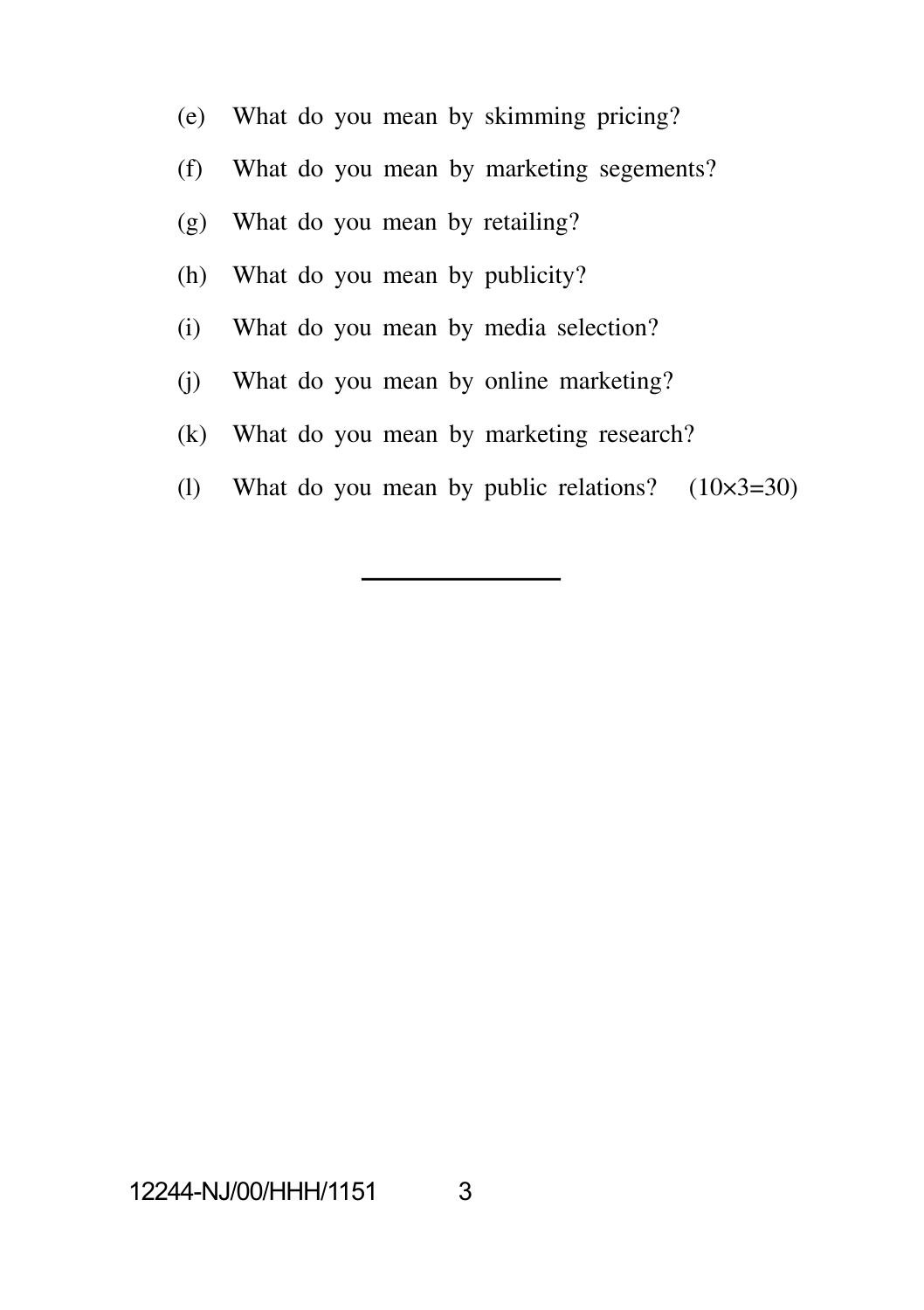(e) What do you mean by skimming pricing?

(f) What do you mean by marketing segements?

(g) What do you mean by retailing?

(h) What do you mean by publicity?

(i) What do you mean by media selection?

(j) What do you mean by online marketing?

(k) What do you mean by marketing research?

(l) What do you mean by public relations? (10×3=30)

---

12244-NJ/00/HHH/1151